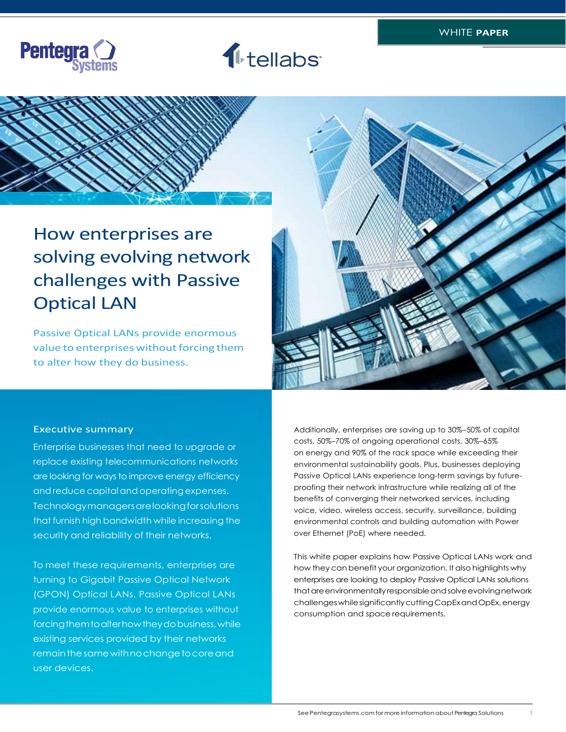WHITE **PAPER**

# How enterprises are solving evolving network challenges with Passive Optical LAN

Passive Optical LANs provide enormous value to enterprises without forcing them to alter how they do business.

## Executive summary

Enterprise businesses that need to upgrade or replace existing telecommunications networks are looking for ways to improve energy efficiency and reduce capital and operating expenses. Technology managers are looking for solutions that furnish high bandwidth while increasing the security and reliability of their networks.

To meet these requirements, enterprises are turning to Gigabit Passive Optical Network (GPON) Optical LANs. Passive Optical LANs provide enormous value to enterprises without forcing them to alter how they do business, while existing services provided by their networks remain the same with no change to core and user devices.

Additionally, enterprises are saving up to 30%–50% of capital costs, 50%–70% of ongoing operational costs, 30%–65% on energy and 90% of the rack space while exceeding their environmental sustainability goals. Plus, businesses deploying Passive Optical LANs experience long-term savings by future-proofing their network infrastructure while realizing all of the benefits of converging their networked services, including voice, video, wireless access, security, surveillance, building environmental controls and building automation with Power over Ethernet (PoE) where needed.

This white paper explains how Passive Optical LANs work and how they can benefit your organization. It also highlights why enterprises are looking to deploy Passive Optical LANs solutions that are environmentally responsible and solve evolving network challenges while significantly cutting CapEx and OpEx, energy consumption and space requirements.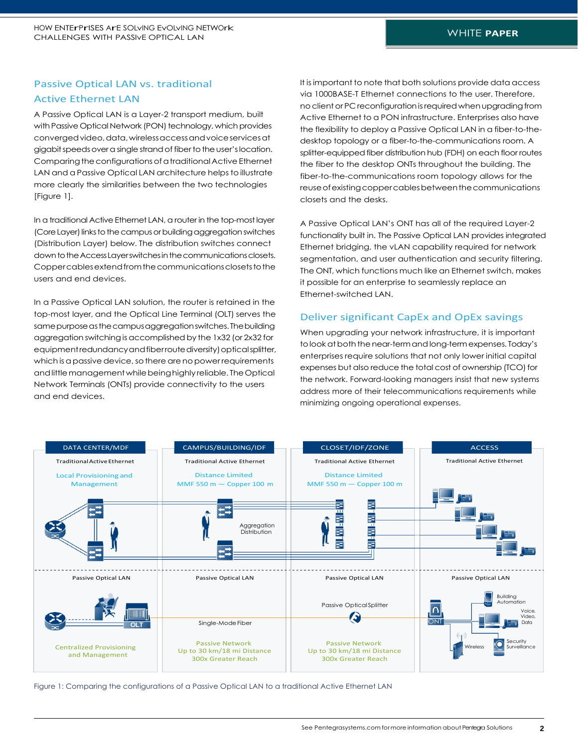## Passive Optical LAN vs. traditional Active Ethernet LAN

A Passive Optical LAN is a Layer-2 transport medium, built with Passive Optical Network (PON) technology, which provides converged video, data, wireless access and voice services at gigabit speeds over a single strand of fiber to the user's location. Comparing the configurations of a traditional Active Ethernet LAN and a Passive Optical LAN architecture helps to illustrate more clearly the similarities between the two technologies [Figure 1].

In a traditional Active Ethernet LAN, a router in the top-most layer (Core Layer) links to the campus or building aggregation switches (Distribution Layer) below. The distribution switches connect down to the Access Layer switches in the communications closets. Copper cables extend from the communications closets to the users and end devices.

In a Passive Optical LAN solution, the router is retained in the top-most layer, and the Optical Line Terminal (OLT) serves the same purpose as the campus aggregation switches. The building aggregation switching is accomplished by the 1x32 (or 2x32 for equipment redundancy and fiber route diversity) optical splitter, which is a passive device, so there are no power requirements and little management while being highly reliable. The Optical Network Terminals (ONTs) provide connectivity to the users and end devices.

It is important to note that both solutions provide data access via 1000BASE-T Ethernet connections to the user. Therefore, no client or PC reconfiguration is required when upgrading from Active Ethernet to a PON infrastructure. Enterprises also have the flexibility to deploy a Passive Optical LAN in a fiber-to-the-desktop topology or a fiber-to-the-communications room. A splitter-equipped fiber distribution hub (FDH) on each floor routes the fiber to the desktop ONTs throughout the building. The fiber-to-the-communications room topology allows for the reuse of existing copper cables between the communications closets and the desks.

A Passive Optical LAN's ONT has all of the required Layer-2 functionality built in. The Passive Optical LAN provides integrated Ethernet bridging, the vLAN capability required for network segmentation, and user authentication and security filtering. The ONT, which functions much like an Ethernet switch, makes it possible for an enterprise to seamlessly replace an Ethernet-switched LAN.

## Deliver significant CapEx and OpEx savings

When upgrading your network infrastructure, it is important to look at both the near-term and long-term expenses. Today's enterprises require solutions that not only lower initial capital expenses but also reduce the total cost of ownership (TCO) for the network. Forward-looking managers insist that new systems address more of their telecommunications requirements while minimizing ongoing operational expenses.

| DATA CENTER/MDF | CAMPUS/BUILDING/IDF | CLOSET/IDF/ZONE | ACCESS |
|---|---|---|---|
| Traditional Active Ethernet | Traditional Active Ethernet | Traditional Active Ethernet | Traditional Active Ethernet |
| Local Provisioning and Management | Distance Limited MMF 550 m — Copper 100 m | Distance Limited MMF 550 m — Copper 100 m | |
| | Aggregation Distribution | | |
| Passive Optical LAN | Passive Optical LAN | Passive Optical LAN | Passive Optical LAN |
| OLT | Single-Mode Fiber | Passive Optical Splitter | ONT: Building Automation; Voice, Video, Data; Wireless; Security Surveillance |
| Centralized Provisioning and Management | Passive Network Up to 30 km/18 mi Distance 300x Greater Reach | Passive Network Up to 30 km/18 mi Distance 300x Greater Reach | |

Figure 1: Comparing the configurations of a Passive Optical LAN to a traditional Active Ethernet LAN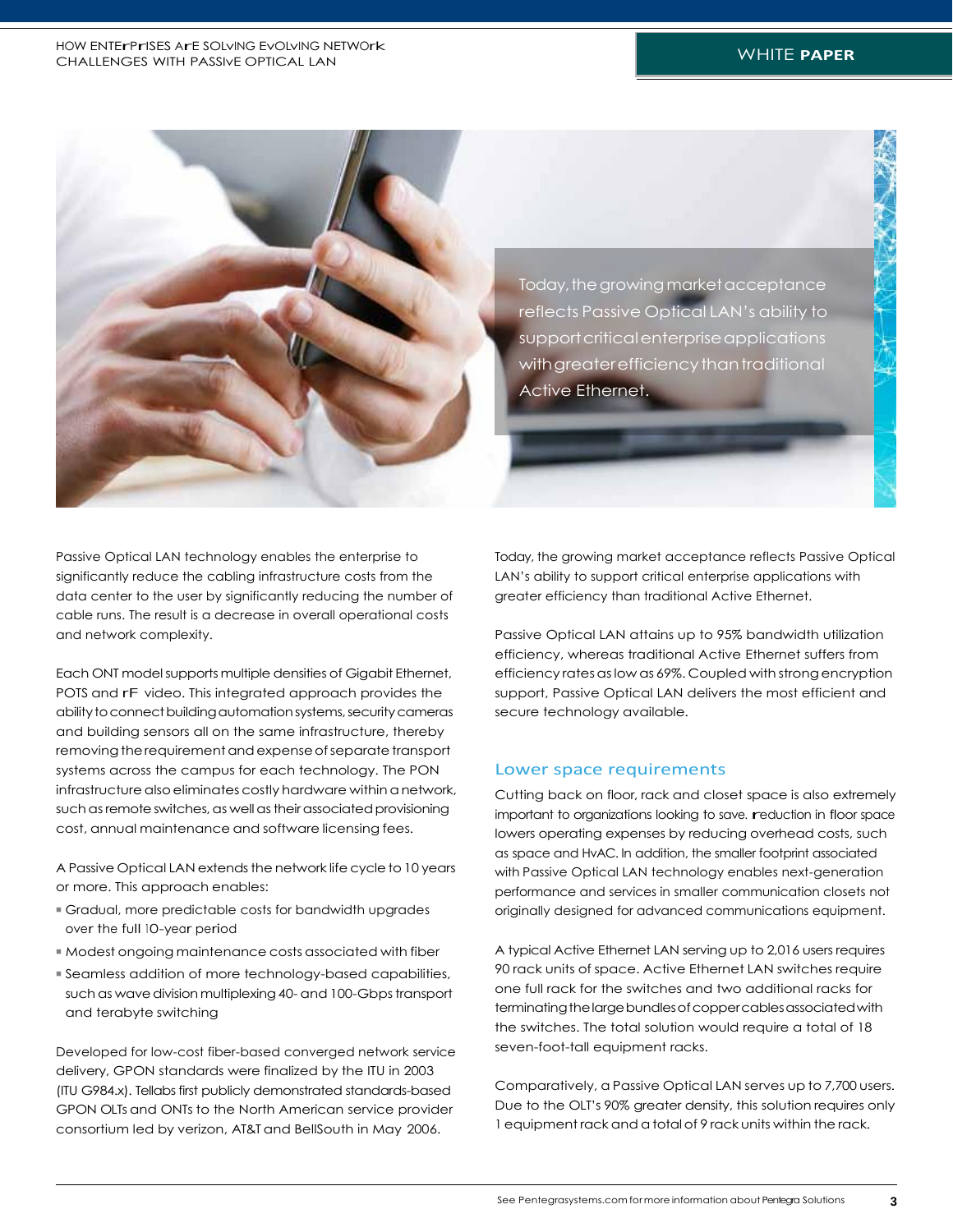Today, the growing market acceptance reflects Passive Optical LAN's ability to support critical enterprise applications with greater efficiency than traditional Active Ethernet.

Passive Optical LAN technology enables the enterprise to significantly reduce the cabling infrastructure costs from the data center to the user by significantly reducing the number of cable runs. The result is a decrease in overall operational costs and network complexity.

Each ONT model supports multiple densities of Gigabit Ethernet, POTS and RF video. This integrated approach provides the ability to connect building automation systems, security cameras and building sensors all on the same infrastructure, thereby removing the requirement and expense of separate transport systems across the campus for each technology. The PON infrastructure also eliminates costly hardware within a network, such as remote switches, as well as their associated provisioning cost, annual maintenance and software licensing fees.

A Passive Optical LAN extends the network life cycle to 10 years or more. This approach enables:

- Gradual, more predictable costs for bandwidth upgrades over the full 10-year period
- Modest ongoing maintenance costs associated with fiber
- Seamless addition of more technology-based capabilities, such as wave division multiplexing 40- and 100-Gbps transport and terabyte switching

Developed for low-cost fiber-based converged network service delivery, GPON standards were finalized by the ITU in 2003 (ITU G984.x). Tellabs first publicly demonstrated standards-based GPON OLTs and ONTs to the North American service provider consortium led by Verizon, AT&T and BellSouth in May 2006.

Today, the growing market acceptance reflects Passive Optical LAN's ability to support critical enterprise applications with greater efficiency than traditional Active Ethernet.

Passive Optical LAN attains up to 95% bandwidth utilization efficiency, whereas traditional Active Ethernet suffers from efficiency rates as low as 69%. Coupled with strong encryption support, Passive Optical LAN delivers the most efficient and secure technology available.

## Lower space requirements

Cutting back on floor, rack and closet space is also extremely important to organizations looking to save. Reduction in floor space lowers operating expenses by reducing overhead costs, such as space and HVAC. In addition, the smaller footprint associated with Passive Optical LAN technology enables next-generation performance and services in smaller communication closets not originally designed for advanced communications equipment.

A typical Active Ethernet LAN serving up to 2,016 users requires 90 rack units of space. Active Ethernet LAN switches require one full rack for the switches and two additional racks for terminating the large bundles of copper cables associated with the switches. The total solution would require a total of 18 seven-foot-tall equipment racks.

Comparatively, a Passive Optical LAN serves up to 7,700 users. Due to the OLT's 90% greater density, this solution requires only 1 equipment rack and a total of 9 rack units within the rack.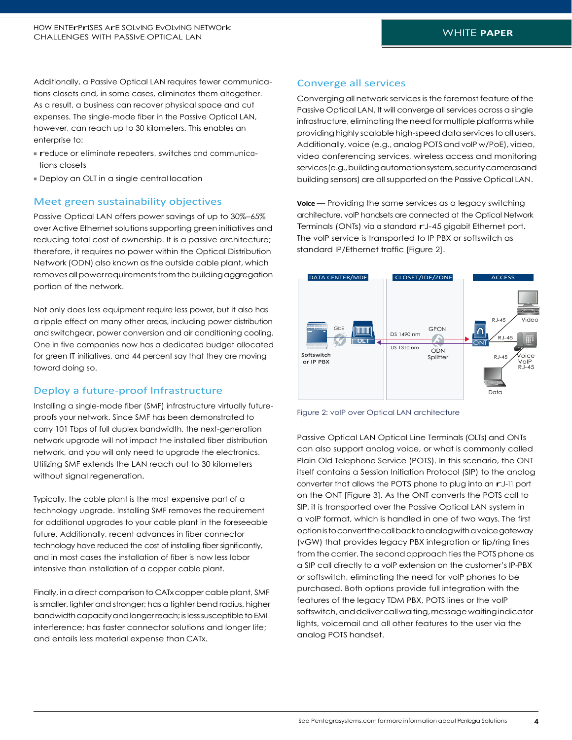Additionally, a Passive Optical LAN requires fewer communications closets and, in some cases, eliminates them altogether. As a result, a business can recover physical space and cut expenses. The single-mode fiber in the Passive Optical LAN, however, can reach up to 30 kilometers. This enables an enterprise to:

- reduce or eliminate repeaters, switches and communications closets
- Deploy an OLT in a single central location

## Meet green sustainability objectives

Passive Optical LAN offers power savings of up to 30%–65% over Active Ethernet solutions supporting green initiatives and reducing total cost of ownership. It is a passive architecture; therefore, it requires no power within the Optical Distribution Network (ODN) also known as the outside cable plant, which removes all power requirements from the building aggregation portion of the network.

Not only does less equipment require less power, but it also has a ripple effect on many other areas, including power distribution and switchgear, power conversion and air conditioning cooling. One in five companies now has a dedicated budget allocated for green IT initiatives, and 44 percent say that they are moving toward doing so.

## Deploy a future-proof Infrastructure

Installing a single-mode fiber (SMF) infrastructure virtually future-proofs your network. Since SMF has been demonstrated to carry 101 Tbps of full duplex bandwidth, the next-generation network upgrade will not impact the installed fiber distribution network, and you will only need to upgrade the electronics. Utilizing SMF extends the LAN reach out to 30 kilometers without signal regeneration.

Typically, the cable plant is the most expensive part of a technology upgrade. Installing SMF removes the requirement for additional upgrades to your cable plant in the foreseeable future. Additionally, recent advances in fiber connector technology have reduced the cost of installing fiber significantly, and in most cases the installation of fiber is now less labor intensive than installation of a copper cable plant.

Finally, in a direct comparison to CATx copper cable plant, SMF is smaller, lighter and stronger; has a tighter bend radius, higher bandwidth capacity and longer reach; is less susceptible to EMI interference; has faster connector solutions and longer life; and entails less material expense than CATx.

## Converge all services

Converging all network services is the foremost feature of the Passive Optical LAN. It will converge all services across a single infrastructure, eliminating the need for multiple platforms while providing highly scalable high-speed data services to all users. Additionally, voice (e.g., analog POTS and voIP w/PoE), video, video conferencing services, wireless access and monitoring services (e.g., building automation system, security cameras and building sensors) are all supported on the Passive Optical LAN.

**Voice** — Providing the same services as a legacy switching architecture, voIP handsets are connected at the Optical Network Terminals (ONTs) via a standard RJ-45 gigabit Ethernet port. The voIP service is transported to IP PBX or softswitch as standard IP/Ethernet traffic [Figure 2].

DATA CENTER/MDF — Softswitch or IP PBX — GbE — OLT | CLOSET/IDF/ZONE — DS 1490 nm, US 1310 nm — GPON — ODN Splitter | ACCESS — ONT — RJ-45 Video, RJ-45 Voice VoIP RJ-45, RJ-45 Data

Figure 2: voIP over Optical LAN architecture

Passive Optical LAN Optical Line Terminals (OLTs) and ONTs can also support analog voice, or what is commonly called Plain Old Telephone Service (POTS). In this scenario, the ONT itself contains a Session Initiation Protocol (SIP) to the analog converter that allows the POTS phone to plug into an RJ-11 port on the ONT [Figure 3]. As the ONT converts the POTS call to SIP, it is transported over the Passive Optical LAN system in a voIP format, which is handled in one of two ways. The first option is to convert the call back to analog with a voice gateway (vGW) that provides legacy PBX integration or tip/ring lines from the carrier. The second approach ties the POTS phone as a SIP call directly to a voIP extension on the customer's IP-PBX or softswitch, eliminating the need for voIP phones to be purchased. Both options provide full integration with the features of the legacy TDM PBX, POTS lines or the voIP softswitch, and deliver call waiting, message waiting indicator lights, voicemail and all other features to the user via the analog POTS handset.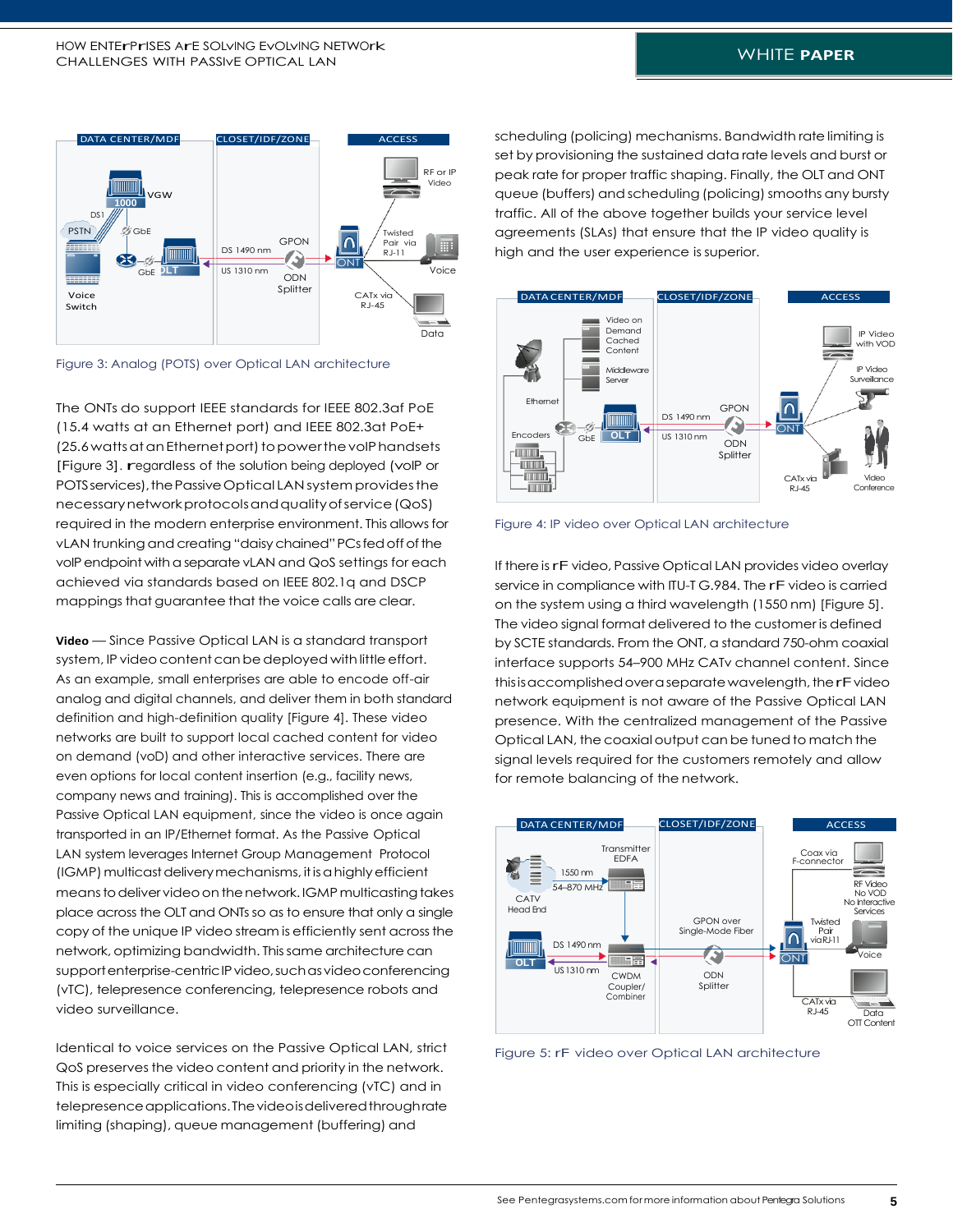Figure 3: Analog (POTS) over Optical LAN architecture

The ONTs do support IEEE standards for IEEE 802.3af PoE (15.4 watts at an Ethernet port) and IEEE 802.3at PoE+ (25.6 watts at an Ethernet port) to power the voIP handsets [Figure 3]. Regardless of the solution being deployed (voIP or POTS services), the Passive Optical LAN system provides the necessary network protocols and quality of service (QoS) required in the modern enterprise environment. This allows for vLAN trunking and creating "daisy chained" PCs fed off of the voIP endpoint with a separate vLAN and QoS settings for each achieved via standards based on IEEE 802.1q and DSCP mappings that guarantee that the voice calls are clear.

**Video** — Since Passive Optical LAN is a standard transport system, IP video content can be deployed with little effort. As an example, small enterprises are able to encode off-air analog and digital channels, and deliver them in both standard definition and high-definition quality [Figure 4]. These video networks are built to support local cached content for video on demand (voD) and other interactive services. There are even options for local content insertion (e.g., facility news, company news and training). This is accomplished over the Passive Optical LAN equipment, since the video is once again transported in an IP/Ethernet format. As the Passive Optical LAN system leverages Internet Group Management Protocol (IGMP) multicast delivery mechanisms, it is a highly efficient means to deliver video on the network. IGMP multicasting takes place across the OLT and ONTs so as to ensure that only a single copy of the unique IP video stream is efficiently sent across the network, optimizing bandwidth. This same architecture can support enterprise-centric IP video, such as video conferencing (vTC), telepresence conferencing, telepresence robots and video surveillance.

Identical to voice services on the Passive Optical LAN, strict QoS preserves the video content and priority in the network. This is especially critical in video conferencing (vTC) and in telepresence applications. The video is delivered through rate limiting (shaping), queue management (buffering) and scheduling (policing) mechanisms. Bandwidth rate limiting is set by provisioning the sustained data rate levels and burst or peak rate for proper traffic shaping. Finally, the OLT and ONT queue (buffers) and scheduling (policing) smooths any bursty traffic. All of the above together builds your service level agreements (SLAs) that ensure that the IP video quality is high and the user experience is superior.

Figure 4: IP video over Optical LAN architecture

If there is RF video, Passive Optical LAN provides video overlay service in compliance with ITU-T G.984. The RF video is carried on the system using a third wavelength (1550 nm) [Figure 5]. The video signal format delivered to the customer is defined by SCTE standards. From the ONT, a standard 750-ohm coaxial interface supports 54–900 MHz CATv channel content. Since this is accomplished over a separate wavelength, the RF video network equipment is not aware of the Passive Optical LAN presence. With the centralized management of the Passive Optical LAN, the coaxial output can be tuned to match the signal levels required for the customers remotely and allow for remote balancing of the network.

Figure 5: RF video over Optical LAN architecture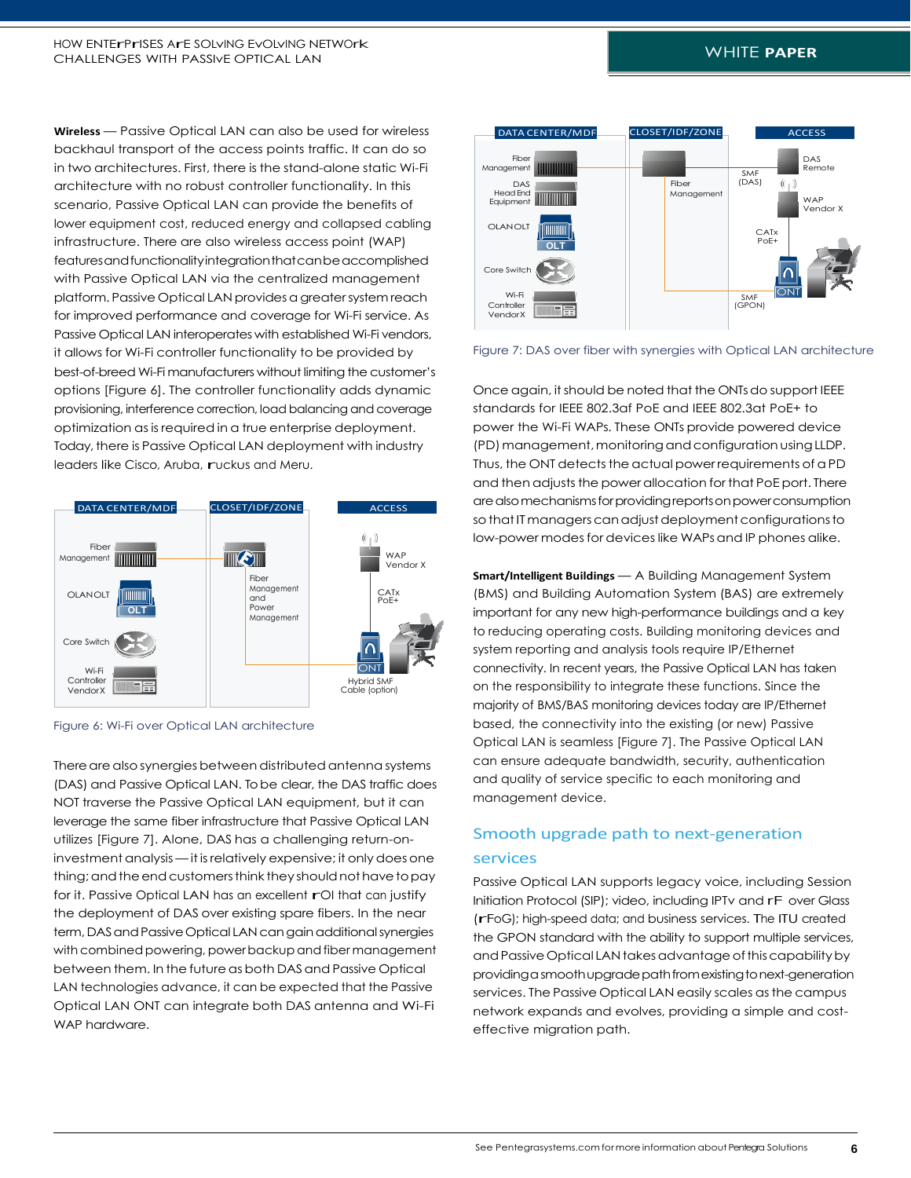**Wireless** — Passive Optical LAN can also be used for wireless backhaul transport of the access points traffic. It can do so in two architectures. First, there is the stand-alone static Wi-Fi architecture with no robust controller functionality. In this scenario, Passive Optical LAN can provide the benefits of lower equipment cost, reduced energy and collapsed cabling infrastructure. There are also wireless access point (WAP) features and functionality integration that can be accomplished with Passive Optical LAN via the centralized management platform. Passive Optical LAN provides a greater system reach for improved performance and coverage for Wi-Fi service. As Passive Optical LAN interoperates with established Wi-Fi vendors, it allows for Wi-Fi controller functionality to be provided by best-of-breed Wi-Fi manufacturers without limiting the customer's options [Figure 6]. The controller functionality adds dynamic provisioning, interference correction, load balancing and coverage optimization as is required in a true enterprise deployment. Today, there is Passive Optical LAN deployment with industry leaders like Cisco, Aruba, Ruckus and Meru.

Figure 6: Wi-Fi over Optical LAN architecture

There are also synergies between distributed antenna systems (DAS) and Passive Optical LAN. To be clear, the DAS traffic does NOT traverse the Passive Optical LAN equipment, but it can leverage the same fiber infrastructure that Passive Optical LAN utilizes [Figure 7]. Alone, DAS has a challenging return-on-investment analysis — it is relatively expensive; it only does one thing; and the end customers think they should not have to pay for it. Passive Optical LAN has an excellent ROI that can justify the deployment of DAS over existing spare fibers. In the near term, DAS and Passive Optical LAN can gain additional synergies with combined powering, power backup and fiber management between them. In the future as both DAS and Passive Optical LAN technologies advance, it can be expected that the Passive Optical LAN ONT can integrate both DAS antenna and Wi-Fi WAP hardware.

Figure 7: DAS over fiber with synergies with Optical LAN architecture

Once again, it should be noted that the ONTs do support IEEE standards for IEEE 802.3af PoE and IEEE 802.3at PoE+ to power the Wi-Fi WAPs. These ONTs provide powered device (PD) management, monitoring and configuration using LLDP. Thus, the ONT detects the actual power requirements of a PD and then adjusts the power allocation for that PoE port. There are also mechanisms for providing reports on power consumption so that IT managers can adjust deployment configurations to low-power modes for devices like WAPs and IP phones alike.

**Smart/Intelligent Buildings** — A Building Management System (BMS) and Building Automation System (BAS) are extremely important for any new high-performance buildings and a key to reducing operating costs. Building monitoring devices and system reporting and analysis tools require IP/Ethernet connectivity. In recent years, the Passive Optical LAN has taken on the responsibility to integrate these functions. Since the majority of BMS/BAS monitoring devices today are IP/Ethernet based, the connectivity into the existing (or new) Passive Optical LAN is seamless [Figure 7]. The Passive Optical LAN can ensure adequate bandwidth, security, authentication and quality of service specific to each monitoring and management device.

## Smooth upgrade path to next-generation services

Passive Optical LAN supports legacy voice, including Session Initiation Protocol (SIP); video, including IPTV and RF over Glass (RFoG); high-speed data; and business services. The ITU created the GPON standard with the ability to support multiple services, and Passive Optical LAN takes advantage of this capability by providing a smooth upgrade path from existing to next-generation services. The Passive Optical LAN easily scales as the campus network expands and evolves, providing a simple and cost-effective migration path.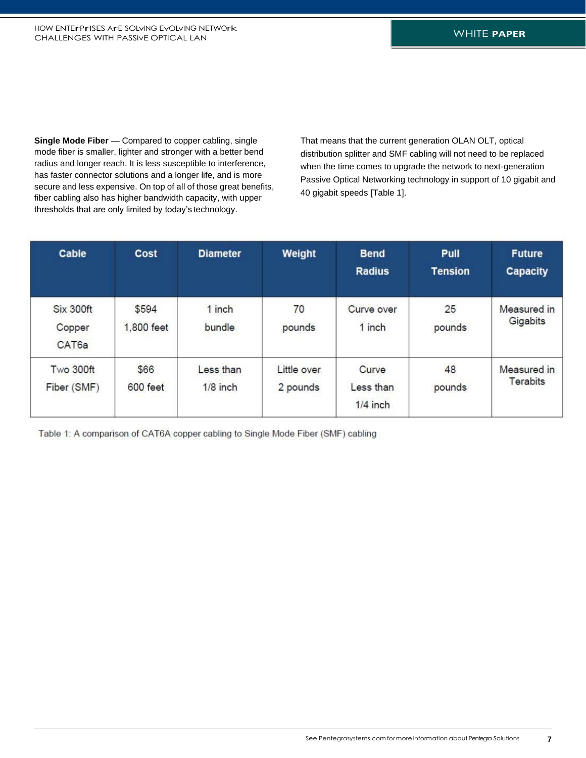**Single Mode Fiber** — Compared to copper cabling, single mode fiber is smaller, lighter and stronger with a better bend radius and longer reach. It is less susceptible to interference, has faster connector solutions and a longer life, and is more secure and less expensive. On top of all of those great benefits, fiber cabling also has higher bandwidth capacity, with upper thresholds that are only limited by today's technology.

That means that the current generation OLAN OLT, optical distribution splitter and SMF cabling will not need to be replaced when the time comes to upgrade the network to next-generation Passive Optical Networking technology in support of 10 gigabit and 40 gigabit speeds [Table 1].

| Cable | Cost | Diameter | Weight | Bend Radius | Pull Tension | Future Capacity |
|---|---|---|---|---|---|---|
| Six 300ft Copper CAT6a | $594 1,800 feet | 1 inch bundle | 70 pounds | Curve over 1 inch | 25 pounds | Measured in Gigabits |
| Two 300ft Fiber (SMF) | $66 600 feet | Less than 1/8 inch | Little over 2 pounds | Curve Less than 1/4 inch | 48 pounds | Measured in Terabits |

Table 1: A comparison of CAT6A copper cabling to Single Mode Fiber (SMF) cabling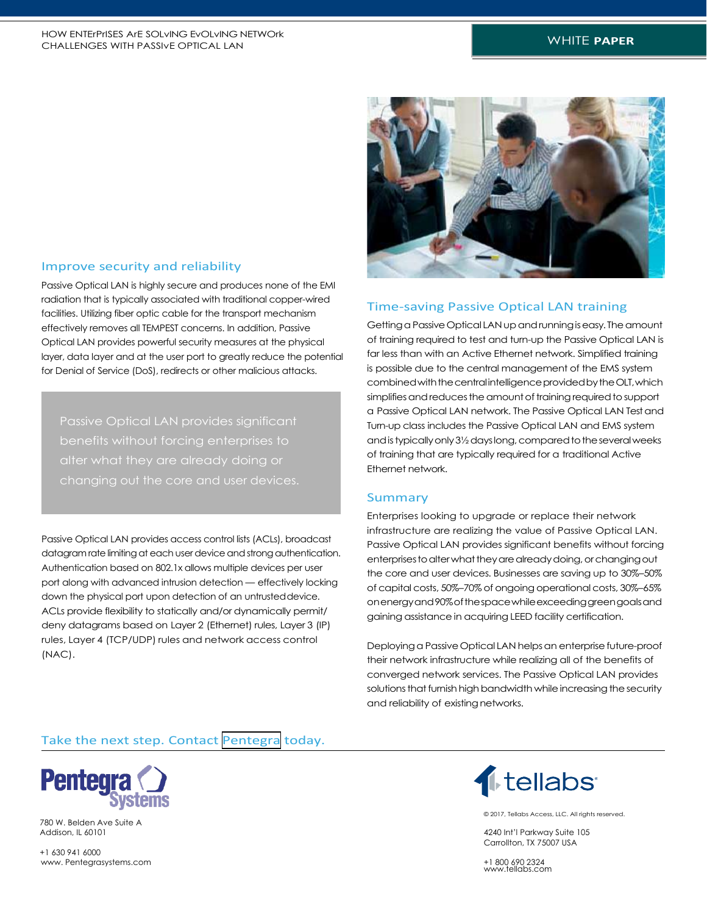## Improve security and reliability

Passive Optical LAN is highly secure and produces none of the EMI radiation that is typically associated with traditional copper-wired facilities. Utilizing fiber optic cable for the transport mechanism effectively removes all TEMPEST concerns. In addition, Passive Optical LAN provides powerful security measures at the physical layer, data layer and at the user port to greatly reduce the potential for Denial of Service (DoS), redirects or other malicious attacks.

> Passive Optical LAN provides significant benefits without forcing enterprises to alter what they are already doing or changing out the core and user devices.

Passive Optical LAN provides access control lists (ACLs), broadcast datagram rate limiting at each user device and strong authentication. Authentication based on 802.1x allows multiple devices per user port along with advanced intrusion detection — effectively locking down the physical port upon detection of an untrusted device. ACLs provide flexibility to statically and/or dynamically permit/deny datagrams based on Layer 2 (Ethernet) rules, Layer 3 (IP) rules, Layer 4 (TCP/UDP) rules and network access control (NAC).

## Time-saving Passive Optical LAN training

Getting a Passive Optical LAN up and running is easy. The amount of training required to test and turn-up the Passive Optical LAN is far less than with an Active Ethernet network. Simplified training is possible due to the central management of the EMS system combined with the central intelligence provided by the OLT, which simplifies and reduces the amount of training required to support a Passive Optical LAN network. The Passive Optical LAN Test and Turn-up class includes the Passive Optical LAN and EMS system and is typically only 3½ days long, compared to the several weeks of training that are typically required for a traditional Active Ethernet network.

## Summary

Enterprises looking to upgrade or replace their network infrastructure are realizing the value of Passive Optical LAN. Passive Optical LAN provides significant benefits without forcing enterprises to alter what they are already doing, or changing out the core and user devices. Businesses are saving up to 30%–50% of capital costs, 50%–70% of ongoing operational costs, 30%–65% on energy and 90% of the space while exceeding green goals and gaining assistance in acquiring LEED facility certification.

Deploying a Passive Optical LAN helps an enterprise future-proof their network infrastructure while realizing all of the benefits of converged network services. The Passive Optical LAN provides solutions that furnish high bandwidth while increasing the security and reliability of existing networks.

## Take the next step. Contact Pentegra today.

Pentegra Systems

780 W. Belden Ave Suite A
Addison, IL 60101

+1 630 941 6000
www. Pentegrasystems.com

tellabs

© 2017, Tellabs Access, LLC. All rights reserved.

4240 Int'l Parkway Suite 105
Carrollton, TX 75007 USA

+1 800 690 2324
www.tellabs.com